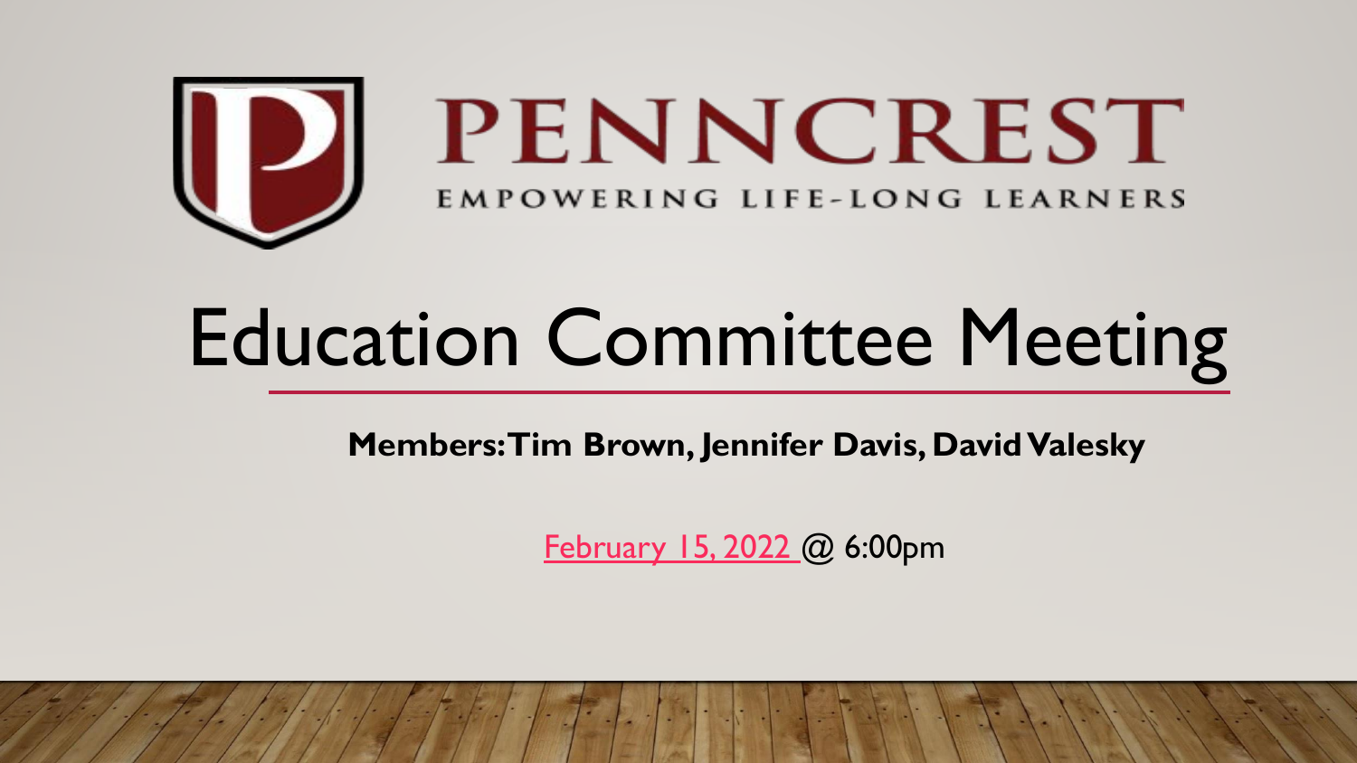# PENNCREST

EMPOWERING LIFE-LONG LEARNERS

# Education Committee Meeting

**Members: Tim Brown, Jennifer Davis, David Valesky**

February 15, 2022 @ 6:00pm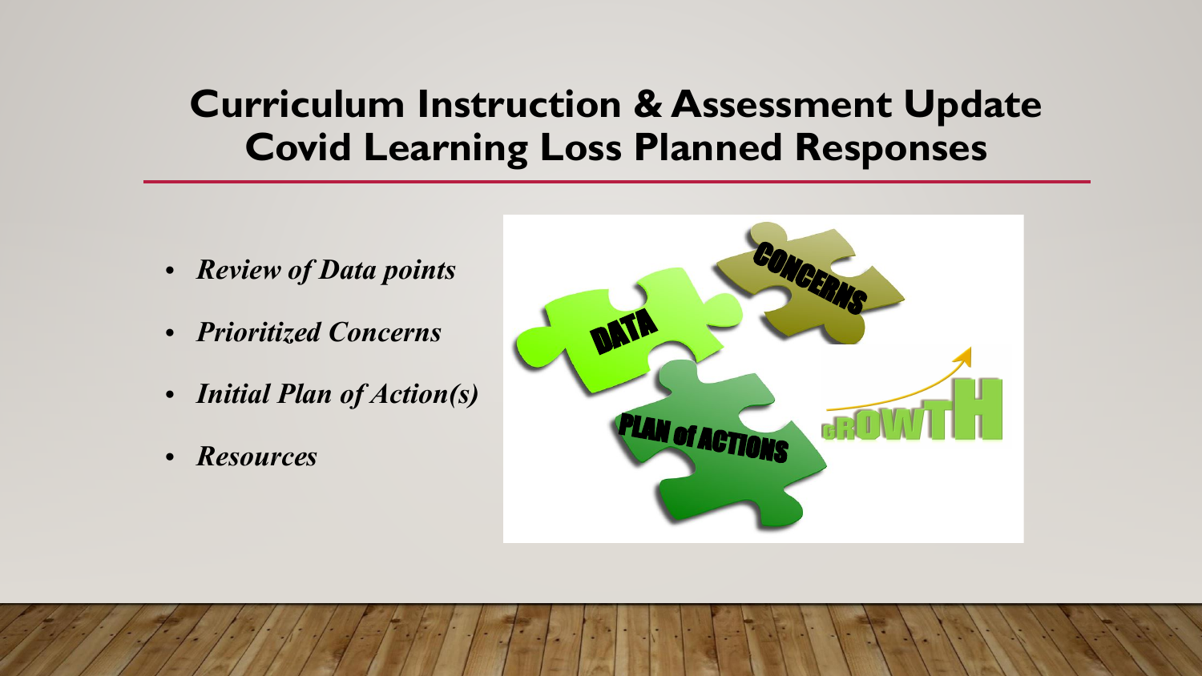# Curriculum Instruction & Assessment Update
# Covid Learning Loss Planned Responses

- *Review of Data points*
- *Prioritized Concerns*
- *Initial Plan of Action(s)*
- *Resources*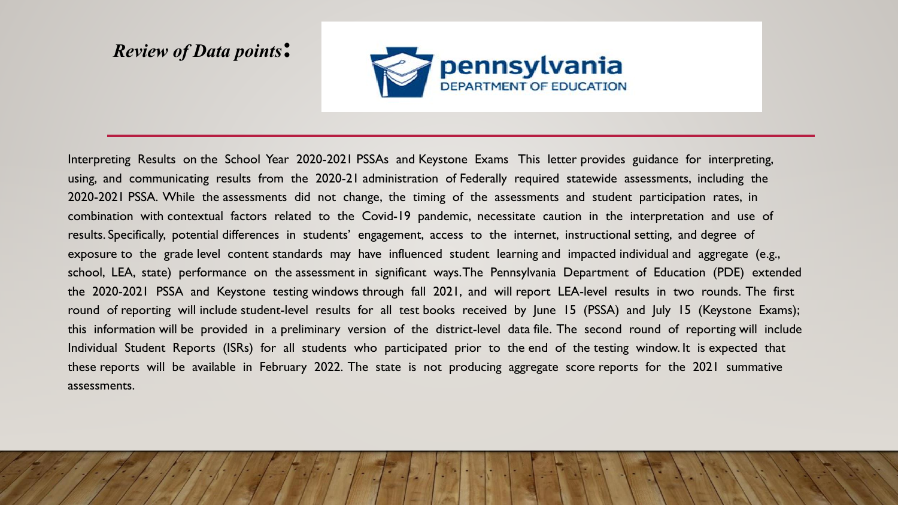*Review of Data points:*

Interpreting Results on the School Year 2020-2021 PSSAs and Keystone Exams This letter provides guidance for interpreting, using, and communicating results from the 2020-21 administration of Federally required statewide assessments, including the 2020-2021 PSSA. While the assessments did not change, the timing of the assessments and student participation rates, in combination with contextual factors related to the Covid-19 pandemic, necessitate caution in the interpretation and use of results. Specifically, potential differences in students' engagement, access to the internet, instructional setting, and degree of exposure to the grade level content standards may have influenced student learning and impacted individual and aggregate (e.g., school, LEA, state) performance on the assessment in significant ways. The Pennsylvania Department of Education (PDE) extended the 2020-2021 PSSA and Keystone testing windows through fall 2021, and will report LEA-level results in two rounds. The first round of reporting will include student-level results for all test books received by June 15 (PSSA) and July 15 (Keystone Exams); this information will be provided in a preliminary version of the district-level data file. The second round of reporting will include Individual Student Reports (ISRs) for all students who participated prior to the end of the testing window. It is expected that these reports will be available in February 2022. The state is not producing aggregate score reports for the 2021 summative assessments.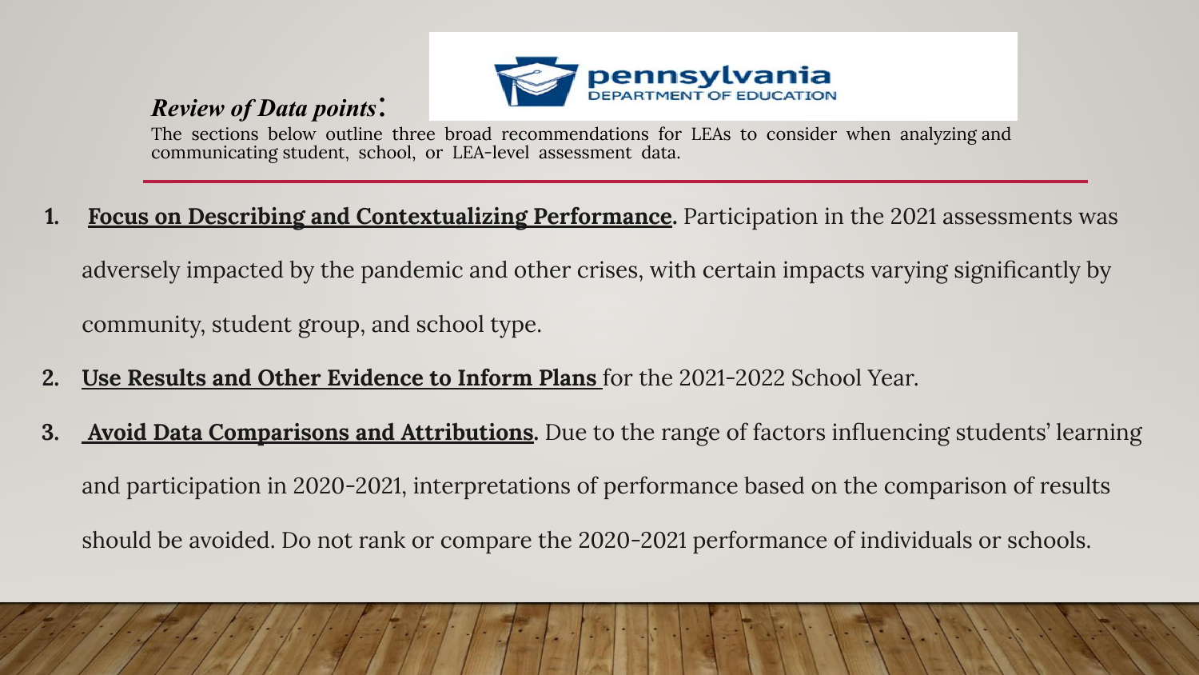*Review of Data points*:

The sections below outline three broad recommendations for LEAs to consider when analyzing and communicating student, school, or LEA-level assessment data.

1. **Focus on Describing and Contextualizing Performance.** Participation in the 2021 assessments was adversely impacted by the pandemic and other crises, with certain impacts varying significantly by community, student group, and school type.
2. **Use Results and Other Evidence to Inform Plans** for the 2021-2022 School Year.
3. **Avoid Data Comparisons and Attributions.** Due to the range of factors influencing students' learning and participation in 2020-2021, interpretations of performance based on the comparison of results should be avoided. Do not rank or compare the 2020-2021 performance of individuals or schools.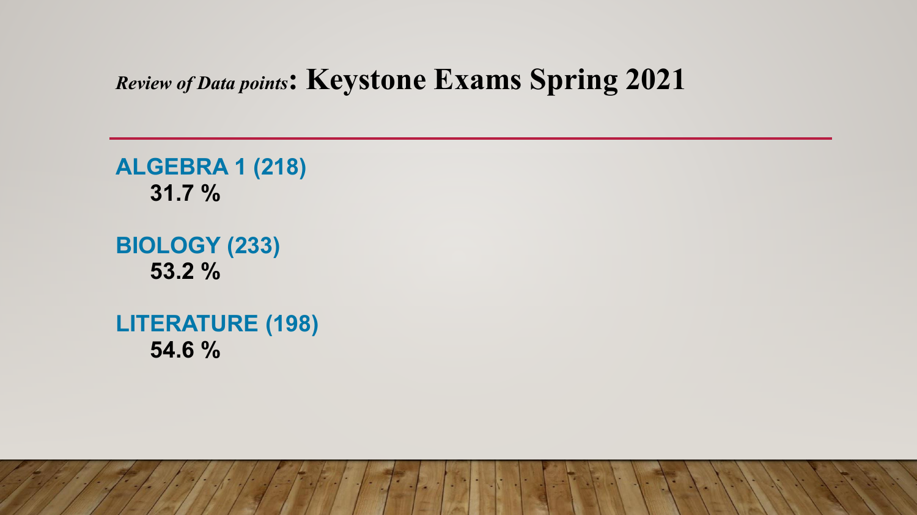# *Review of Data points*: Keystone Exams Spring 2021

**ALGEBRA 1 (218)**
**31.7 %**

**BIOLOGY (233)**
**53.2 %**

**LITERATURE (198)**
**54.6 %**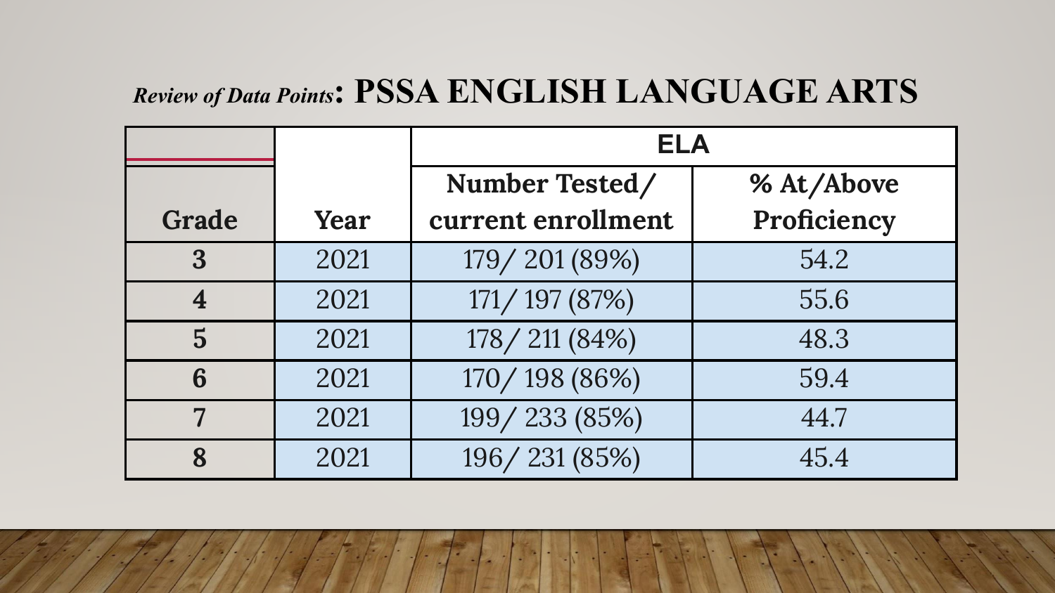## *Review of Data Points*: PSSA ENGLISH LANGUAGE ARTS

| | | ELA | |
|---|---|---|---|
| **Grade** | **Year** | **Number Tested/ current enrollment** | **% At/Above Proficiency** |
| **3** | 2021 | 179/ 201 (89%) | 54.2 |
| **4** | 2021 | 171/ 197 (87%) | 55.6 |
| **5** | 2021 | 178/ 211 (84%) | 48.3 |
| **6** | 2021 | 170/ 198 (86%) | 59.4 |
| **7** | 2021 | 199/ 233 (85%) | 44.7 |
| **8** | 2021 | 196/ 231 (85%) | 45.4 |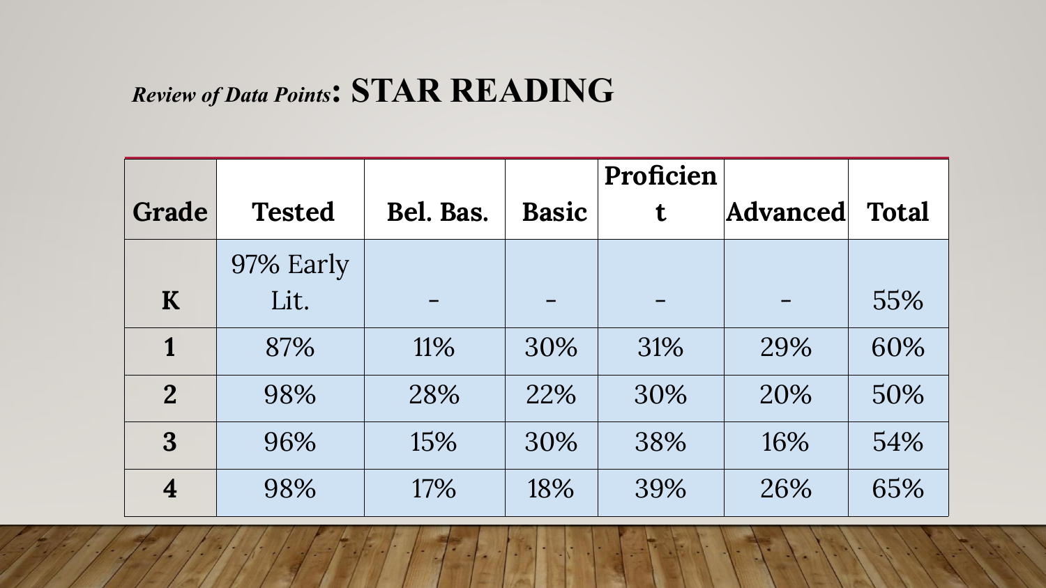# *Review of Data Points*: STAR READING

| Grade | Tested | Bel. Bas. | Basic | Proficient | Advanced | Total |
|---|---|---|---|---|---|---|
| K | 97% Early Lit. | - | - | - | - | 55% |
| 1 | 87% | 11% | 30% | 31% | 29% | 60% |
| 2 | 98% | 28% | 22% | 30% | 20% | 50% |
| 3 | 96% | 15% | 30% | 38% | 16% | 54% |
| 4 | 98% | 17% | 18% | 39% | 26% | 65% |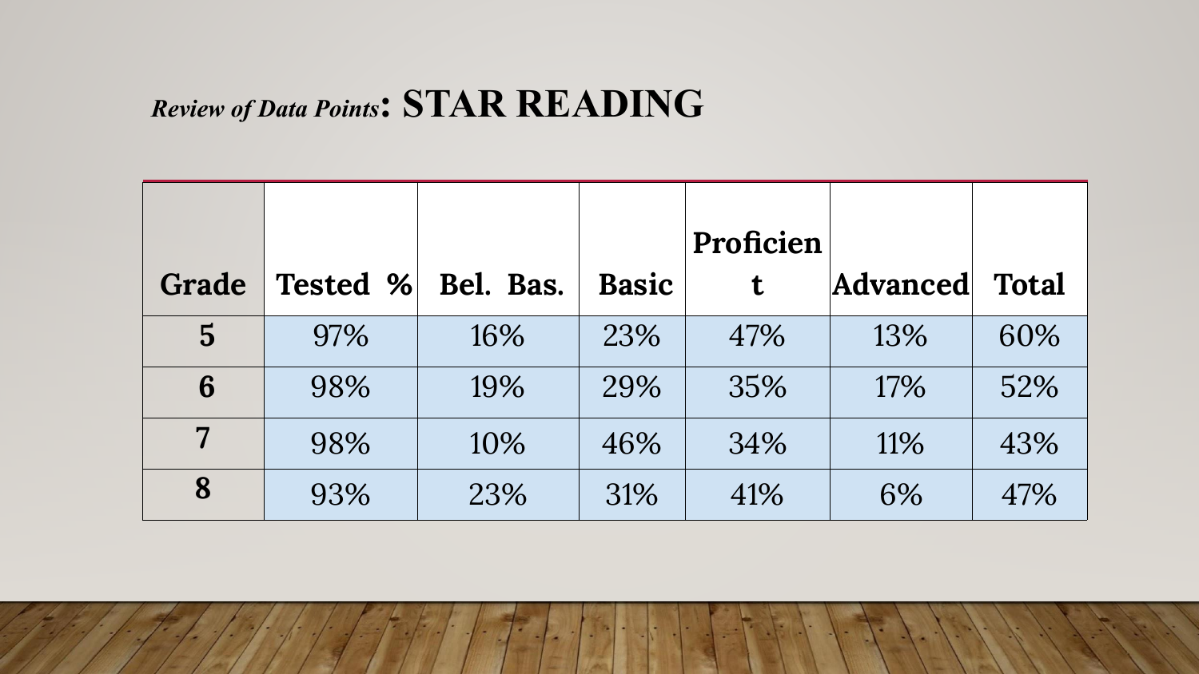## *Review of Data Points*: STAR READING

| Grade | Tested % | Bel. Bas. | Basic | Proficient | Advanced | Total |
|---|---|---|---|---|---|---|
| 5 | 97% | 16% | 23% | 47% | 13% | 60% |
| 6 | 98% | 19% | 29% | 35% | 17% | 52% |
| 7 | 98% | 10% | 46% | 34% | 11% | 43% |
| 8 | 93% | 23% | 31% | 41% | 6% | 47% |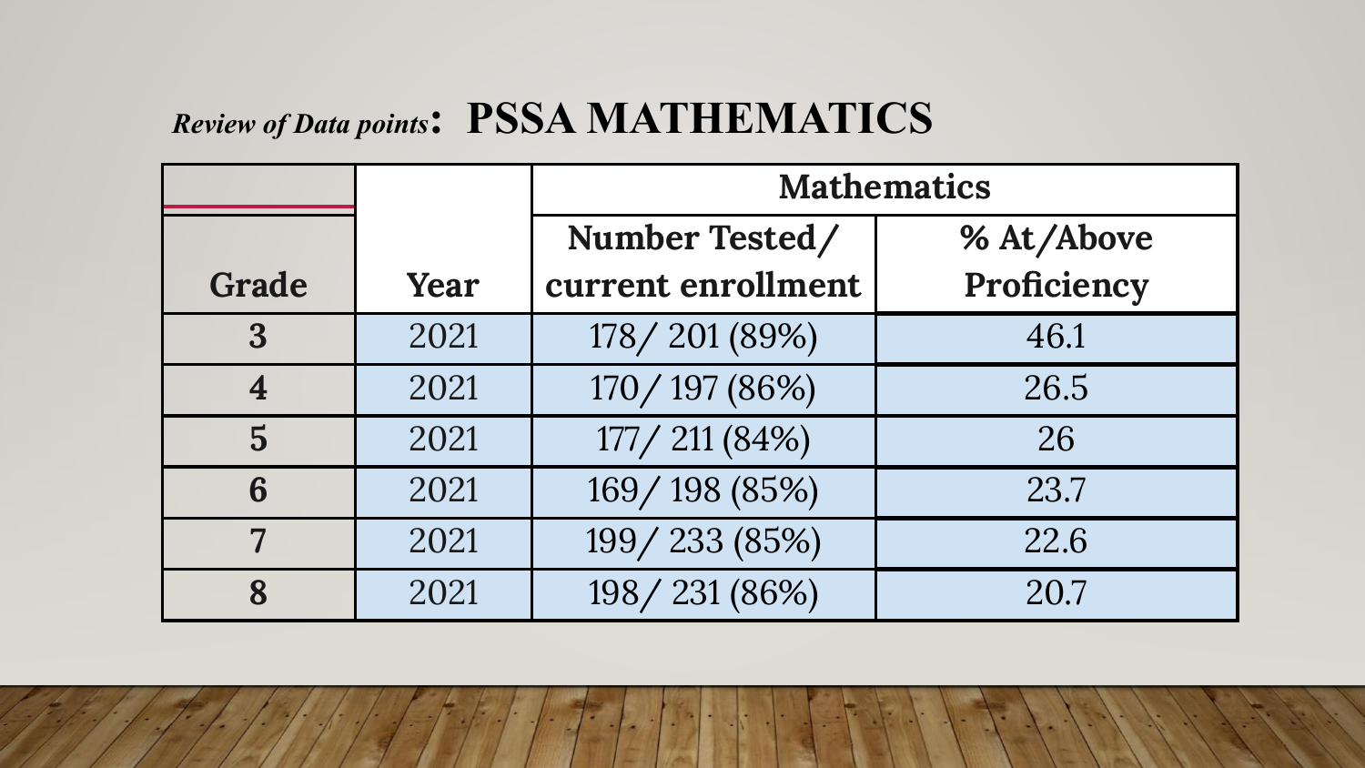## *Review of Data points*: PSSA MATHEMATICS

| Grade | Year | Mathematics | |
|---|---|---|---|
| | | Number Tested/ current enrollment | % At/Above Proficiency |
| 3 | 2021 | 178/ 201 (89%) | 46.1 |
| 4 | 2021 | 170/ 197 (86%) | 26.5 |
| 5 | 2021 | 177/ 211 (84%) | 26 |
| 6 | 2021 | 169/ 198 (85%) | 23.7 |
| 7 | 2021 | 199/ 233 (85%) | 22.6 |
| 8 | 2021 | 198/ 231 (86%) | 20.7 |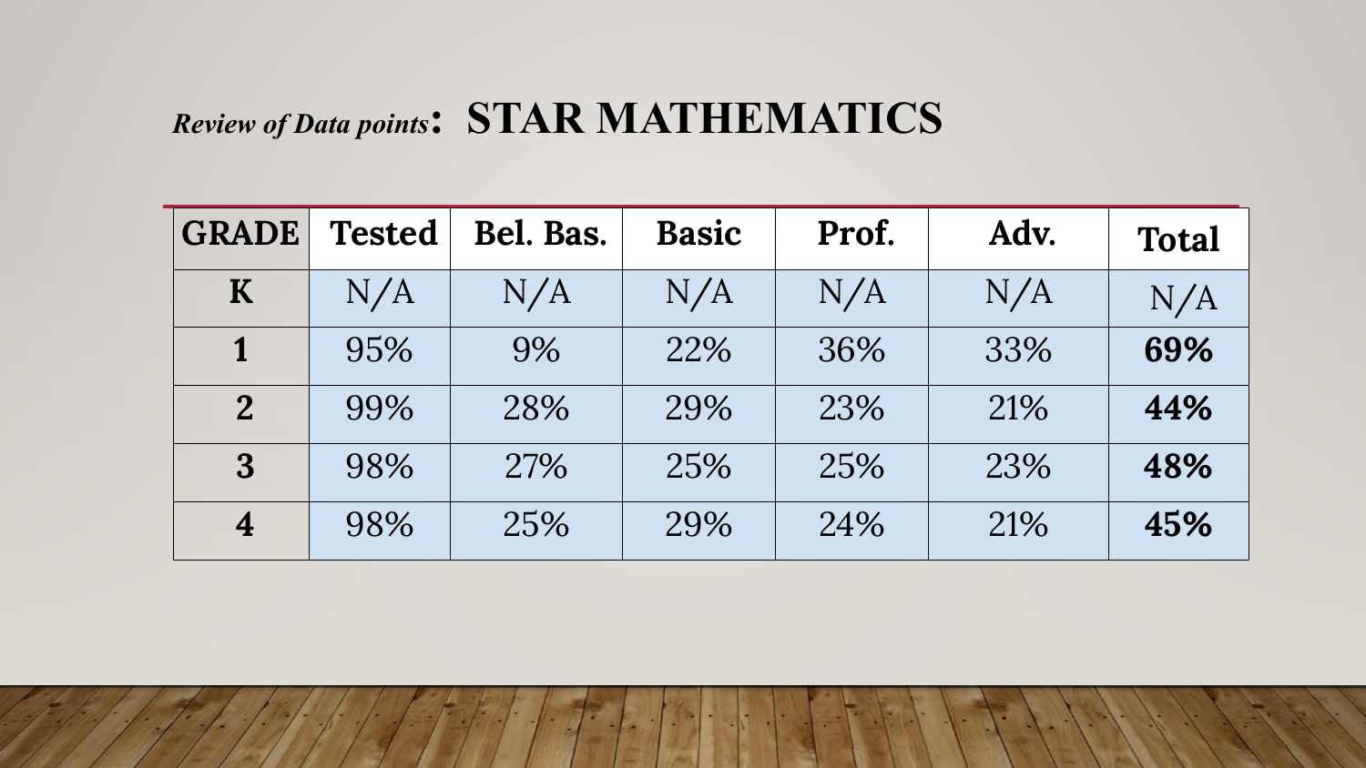## *Review of Data points*: **STAR MATHEMATICS**

| GRADE | Tested | Bel. Bas. | Basic | Prof. | Adv. | Total |
|---|---|---|---|---|---|---|
| **K** | N/A | N/A | N/A | N/A | N/A | N/A |
| **1** | 95% | 9% | 22% | 36% | 33% | **69%** |
| **2** | 99% | 28% | 29% | 23% | 21% | **44%** |
| **3** | 98% | 27% | 25% | 25% | 23% | **48%** |
| **4** | 98% | 25% | 29% | 24% | 21% | **45%** |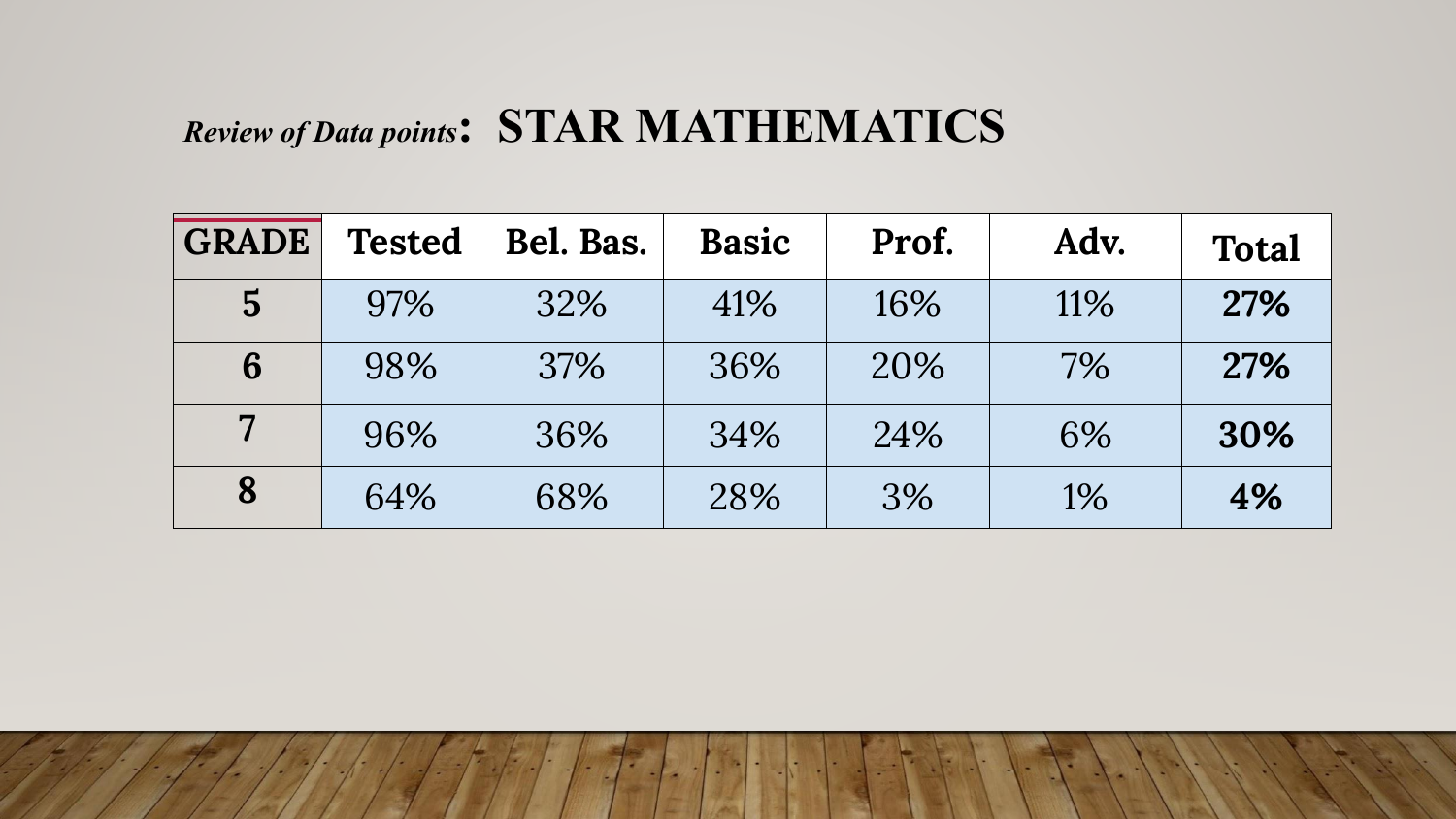## *Review of Data points*: STAR MATHEMATICS

| GRADE | Tested | Bel. Bas. | Basic | Prof. | Adv. | Total |
|---|---|---|---|---|---|---|
| **5** | 97% | 32% | 41% | 16% | 11% | **27%** |
| **6** | 98% | 37% | 36% | 20% | 7% | **27%** |
| **7** | 96% | 36% | 34% | 24% | 6% | **30%** |
| **8** | 64% | 68% | 28% | 3% | 1% | **4%** |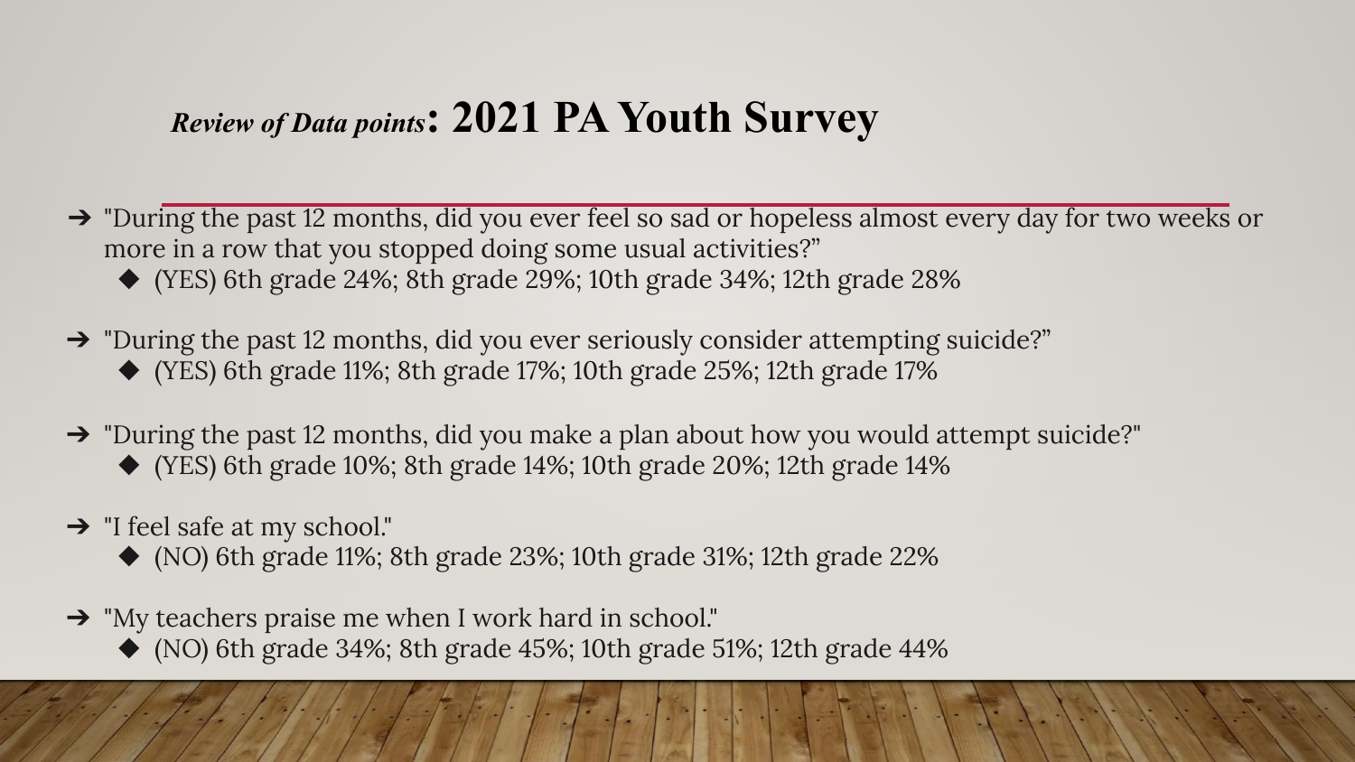# *Review of Data points*: 2021 PA Youth Survey

- "During the past 12 months, did you ever feel so sad or hopeless almost every day for two weeks or more in a row that you stopped doing some usual activities?"
  - (YES) 6th grade 24%; 8th grade 29%; 10th grade 34%; 12th grade 28%
- "During the past 12 months, did you ever seriously consider attempting suicide?"
  - (YES) 6th grade 11%; 8th grade 17%; 10th grade 25%; 12th grade 17%
- "During the past 12 months, did you make a plan about how you would attempt suicide?"
  - (YES) 6th grade 10%; 8th grade 14%; 10th grade 20%; 12th grade 14%
- "I feel safe at my school."
  - (NO) 6th grade 11%; 8th grade 23%; 10th grade 31%; 12th grade 22%
- "My teachers praise me when I work hard in school."
  - (NO) 6th grade 34%; 8th grade 45%; 10th grade 51%; 12th grade 44%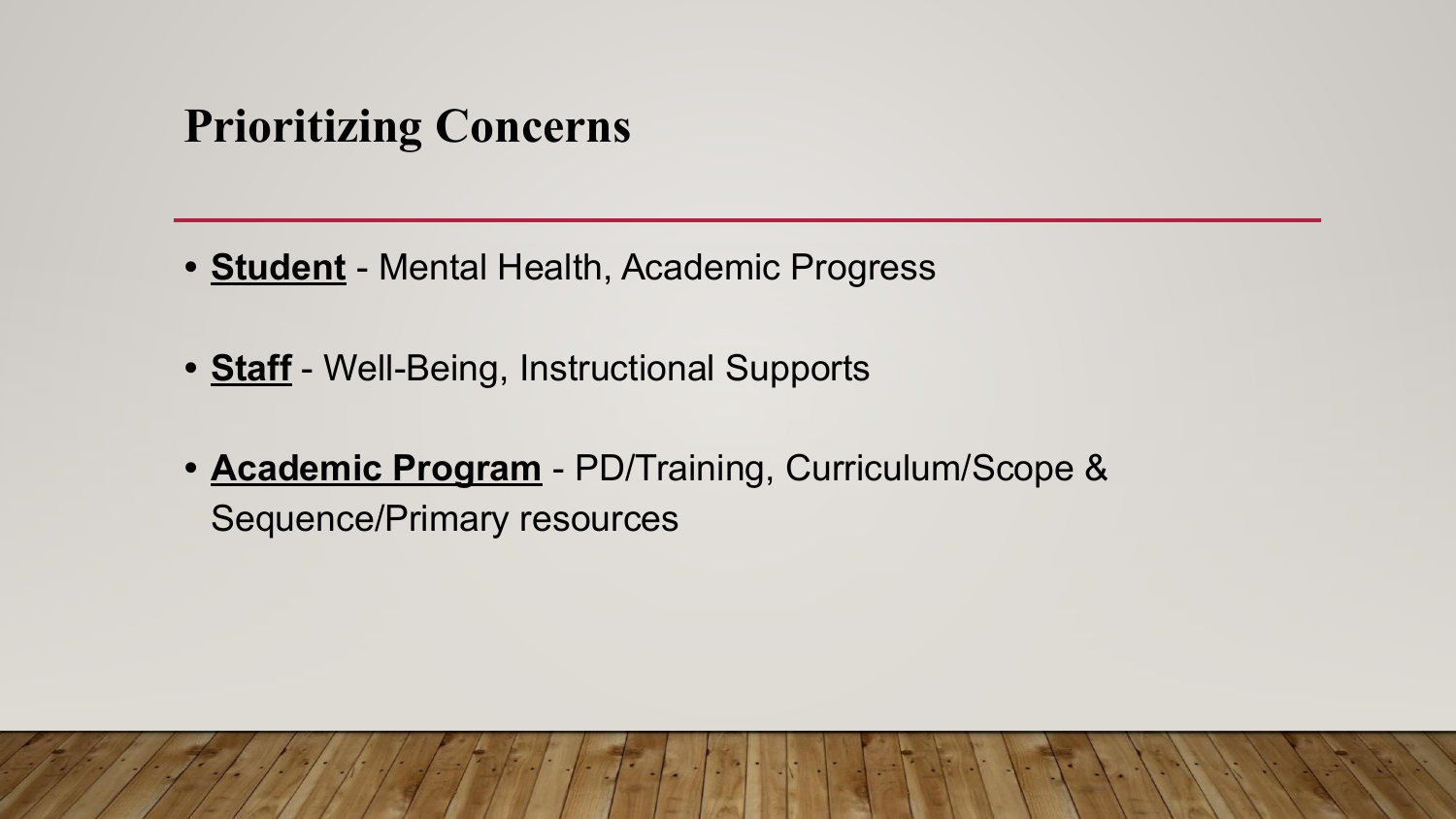# Prioritizing Concerns

- **Student** - Mental Health, Academic Progress
- **Staff** - Well-Being, Instructional Supports
- **Academic Program** - PD/Training, Curriculum/Scope & Sequence/Primary resources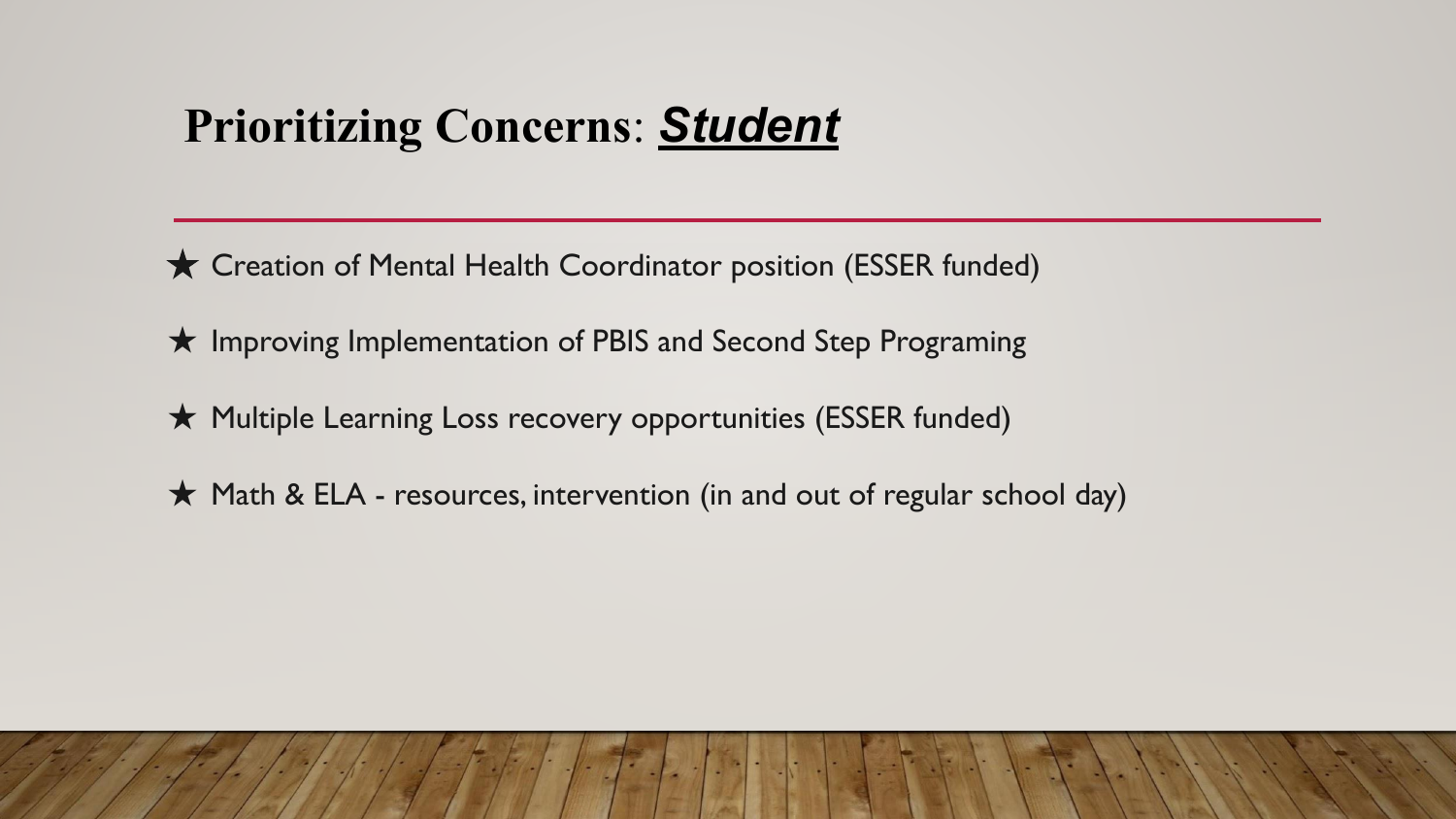# Prioritizing Concerns: ***Student***

- ★ Creation of Mental Health Coordinator position (ESSER funded)
- ★ Improving Implementation of PBIS and Second Step Programing
- ★ Multiple Learning Loss recovery opportunities (ESSER funded)
- ★ Math & ELA - resources, intervention (in and out of regular school day)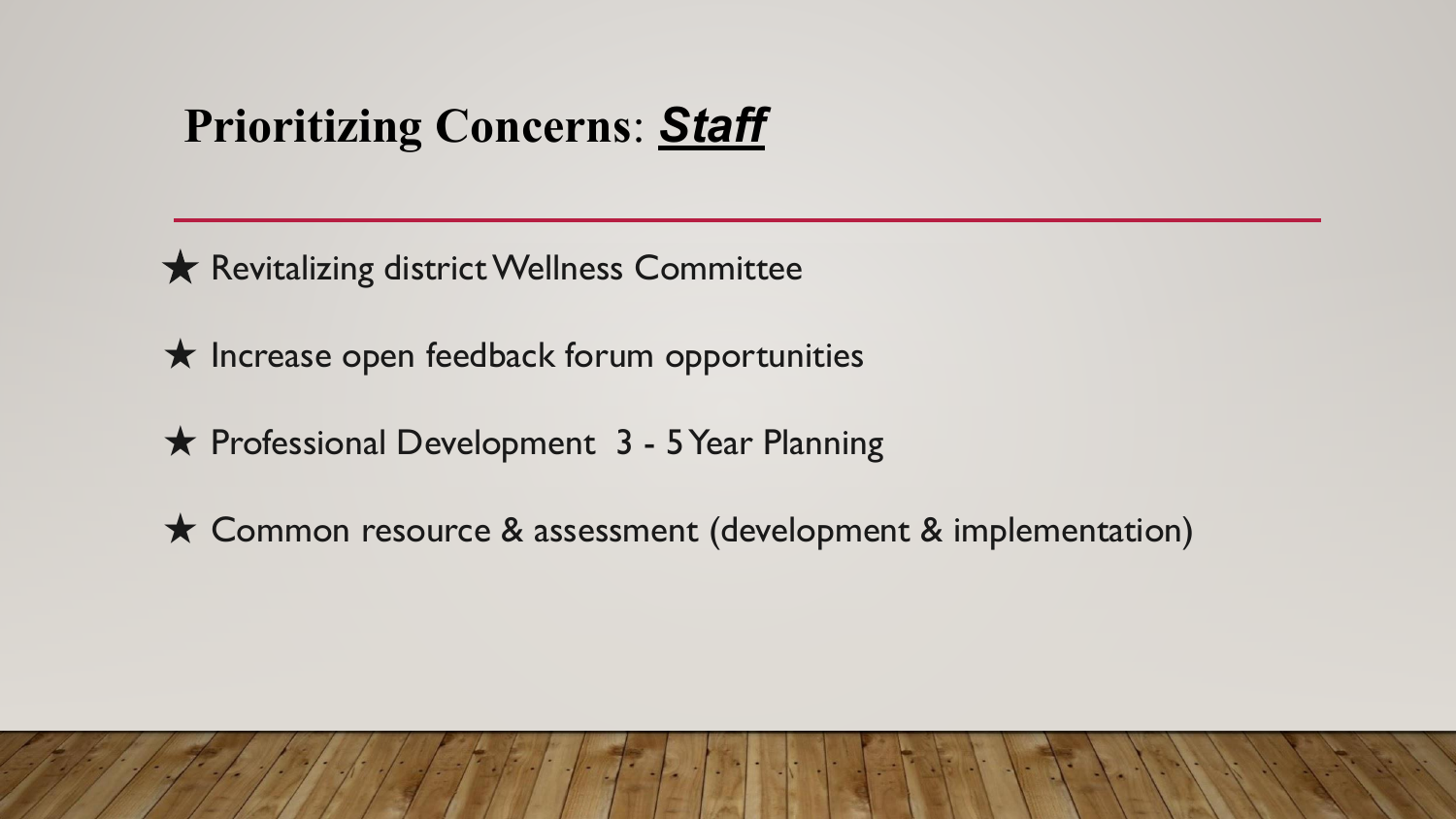# Prioritizing Concerns: ***Staff***

- ★ Revitalizing district Wellness Committee
- ★ Increase open feedback forum opportunities
- ★ Professional Development 3 - 5 Year Planning
- ★ Common resource & assessment (development & implementation)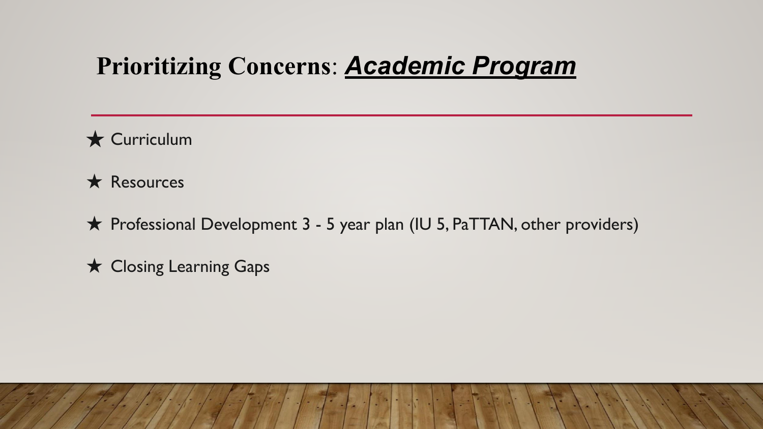# Prioritizing Concerns: ***Academic Program***

- ★ Curriculum
- ★ Resources
- ★ Professional Development 3 - 5 year plan (IU 5, PaTTAN, other providers)
- ★ Closing Learning Gaps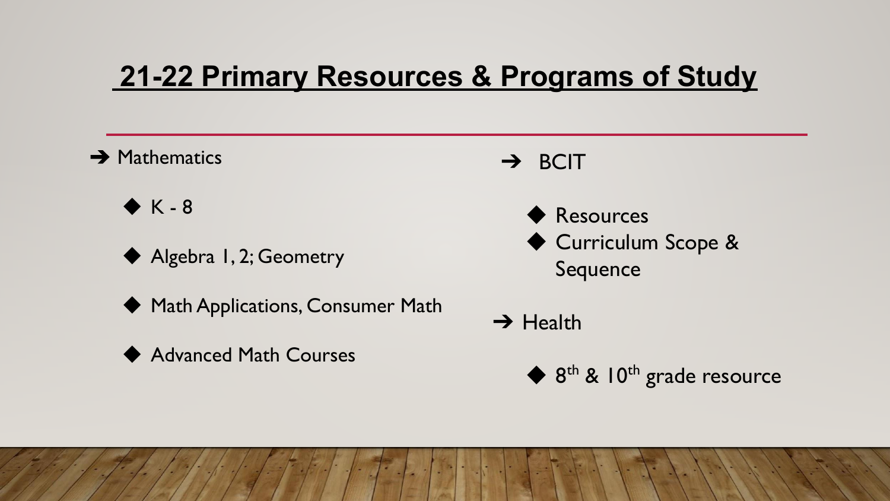# 21-22 Primary Resources & Programs of Study

- Mathematics
  - K - 8
  - Algebra 1, 2; Geometry
  - Math Applications, Consumer Math
  - Advanced Math Courses

- BCIT
  - Resources
  - Curriculum Scope & Sequence

- Health
  - 8th & 10th grade resource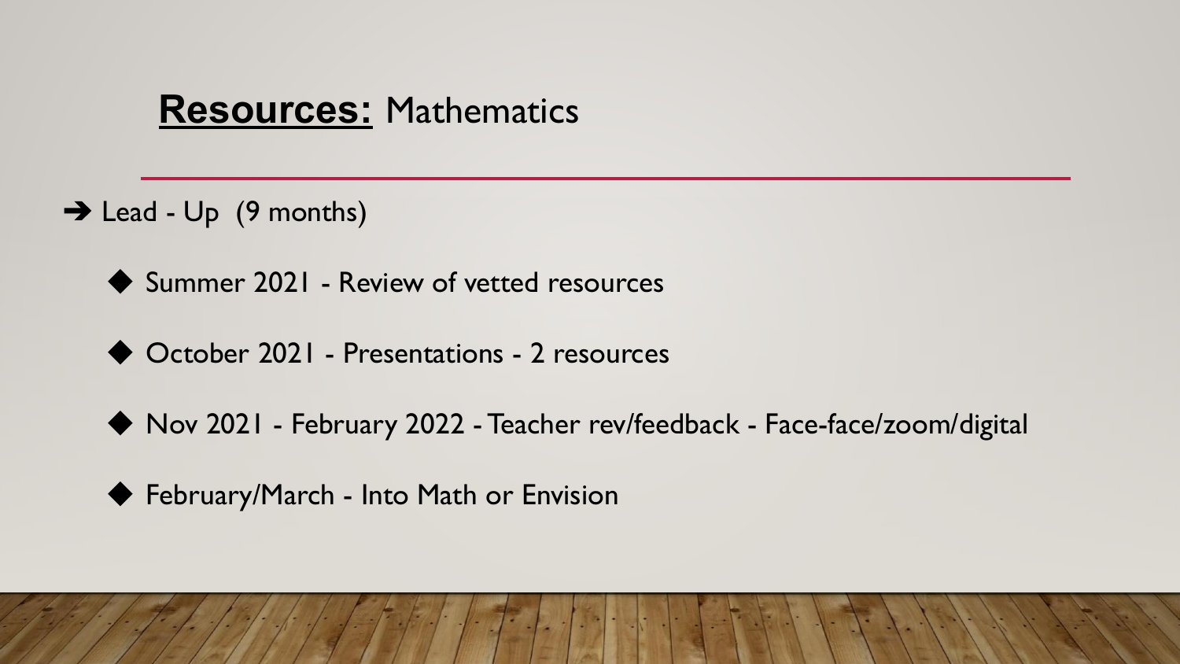# **Resources:** Mathematics

- ➔ Lead - Up (9 months)
  - ◆ Summer 2021 - Review of vetted resources
  - ◆ October 2021 - Presentations - 2 resources
  - ◆ Nov 2021 - February 2022 - Teacher rev/feedback - Face-face/zoom/digital
  - ◆ February/March - Into Math or Envision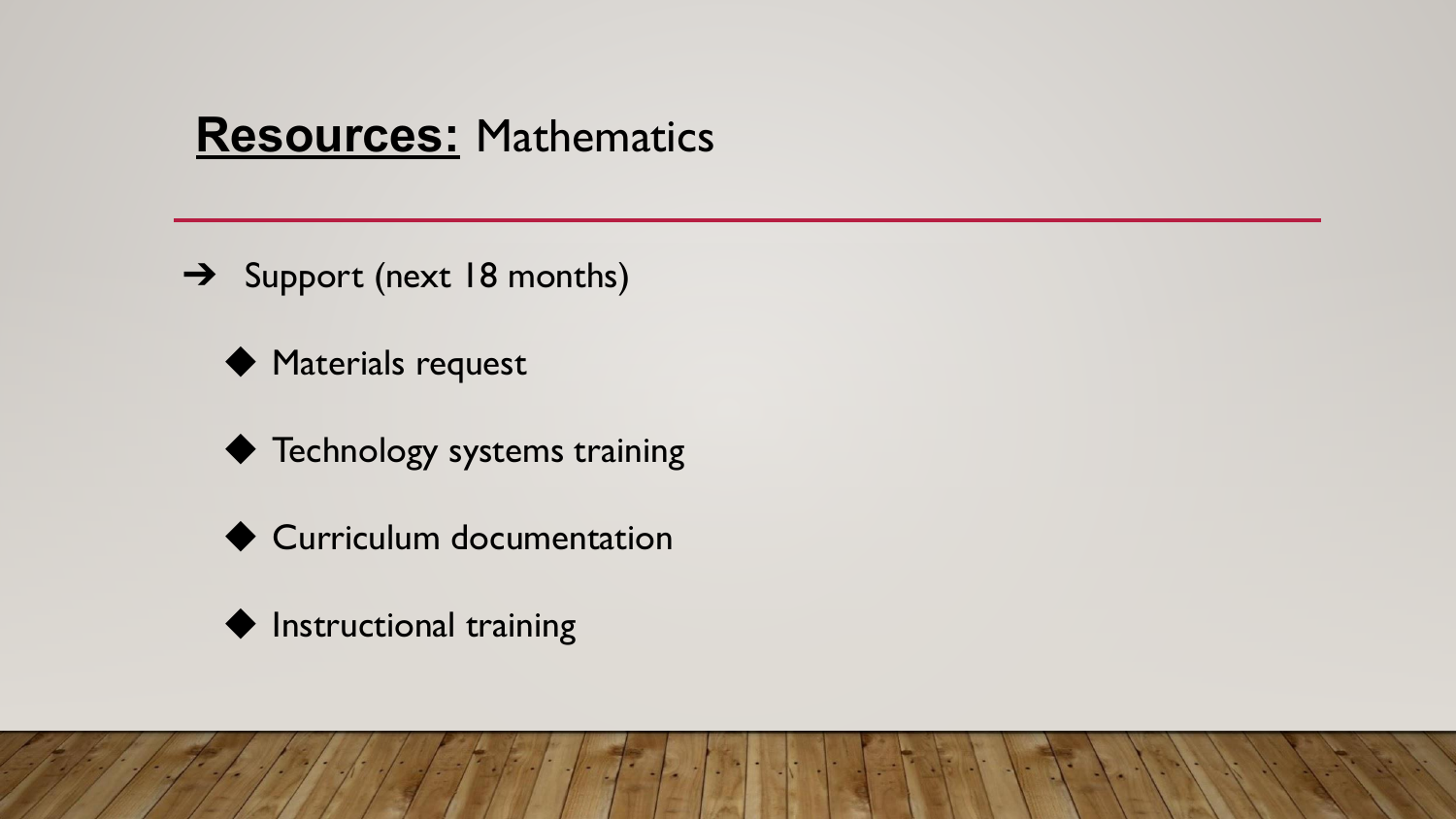## **Resources:** Mathematics

- Support (next 18 months)
  - Materials request
  - Technology systems training
  - Curriculum documentation
  - Instructional training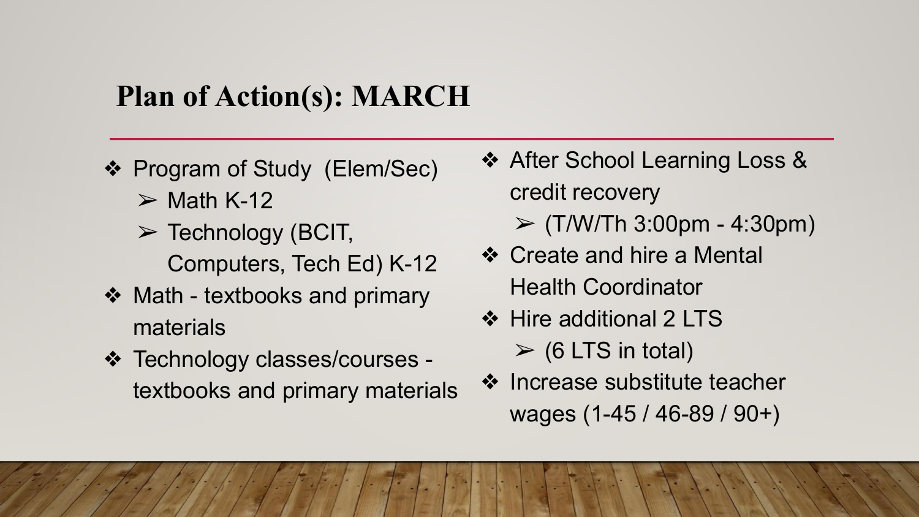## Plan of Action(s): MARCH

- Program of Study (Elem/Sec)
  - Math K-12
  - Technology (BCIT, Computers, Tech Ed) K-12
- Math - textbooks and primary materials
- Technology classes/courses - textbooks and primary materials
- After School Learning Loss & credit recovery
  - (T/W/Th 3:00pm - 4:30pm)
- Create and hire a Mental Health Coordinator
- Hire additional 2 LTS
  - (6 LTS in total)
- Increase substitute teacher wages (1-45 / 46-89 / 90+)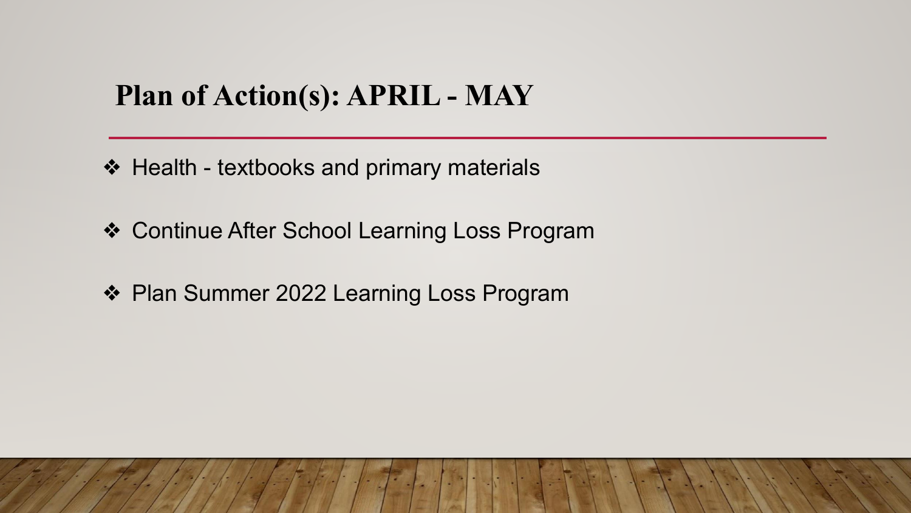## Plan of Action(s): APRIL - MAY

- Health - textbooks and primary materials
- Continue After School Learning Loss Program
- Plan Summer 2022 Learning Loss Program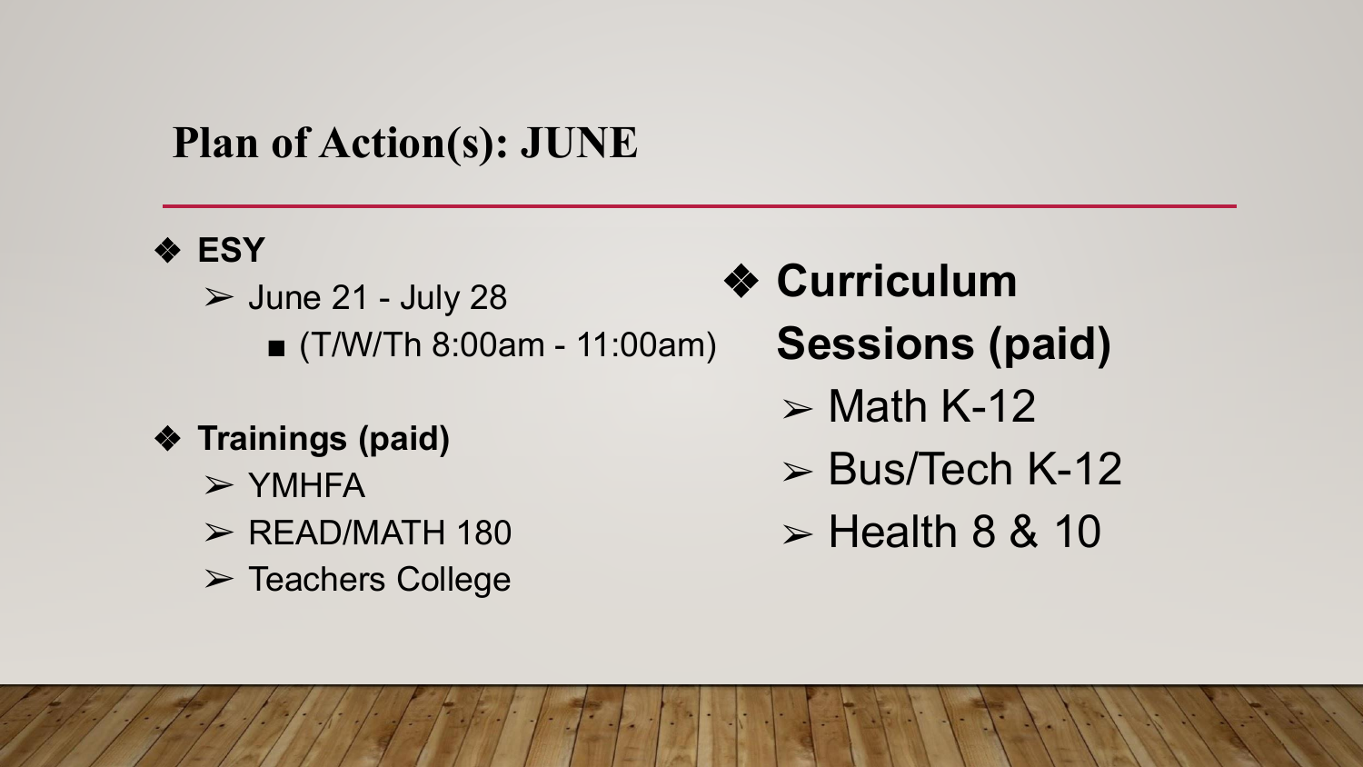# Plan of Action(s): JUNE

- **ESY**
  - June 21 - July 28
    - (T/W/Th 8:00am - 11:00am)
- **Trainings (paid)**
  - YMHFA
  - READ/MATH 180
  - Teachers College
- **Curriculum Sessions (paid)**
  - Math K-12
  - Bus/Tech K-12
  - Health 8 & 10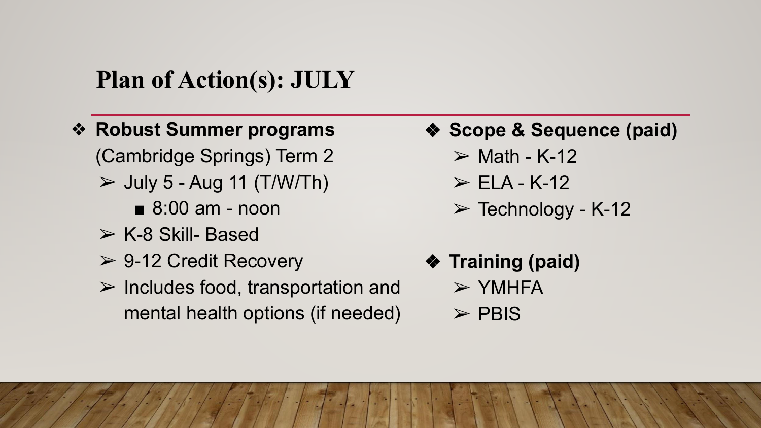## Plan of Action(s): JULY

- **Robust Summer programs** (Cambridge Springs) Term 2
  - July 5 - Aug 11 (T/W/Th)
    - 8:00 am - noon
  - K-8 Skill- Based
  - 9-12 Credit Recovery
  - Includes food, transportation and mental health options (if needed)

- **Scope & Sequence (paid)**
  - Math - K-12
  - ELA - K-12
  - Technology - K-12

- **Training (paid)**
  - YMHFA
  - PBIS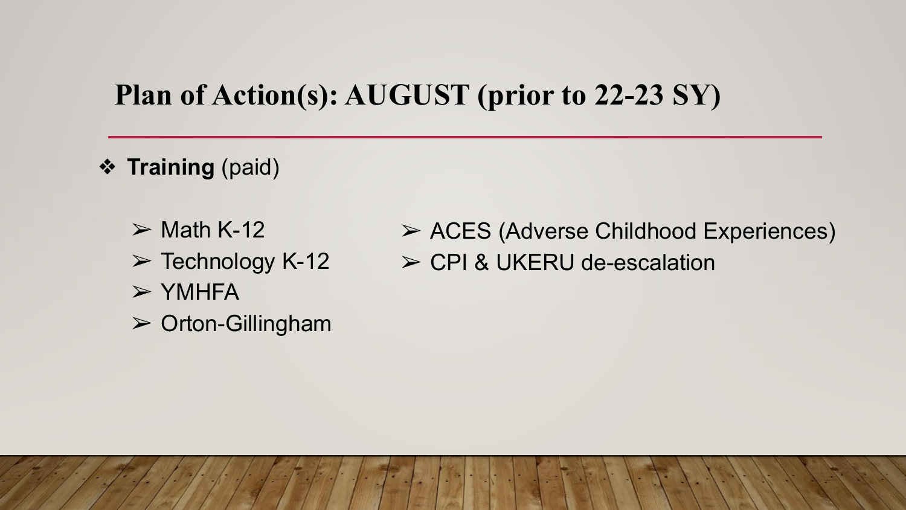## Plan of Action(s): AUGUST (prior to 22-23 SY)

- **Training** (paid)
  - Math K-12
  - Technology K-12
  - YMHFA
  - Orton-Gillingham
  - ACES (Adverse Childhood Experiences)
  - CPI & UKERU de-escalation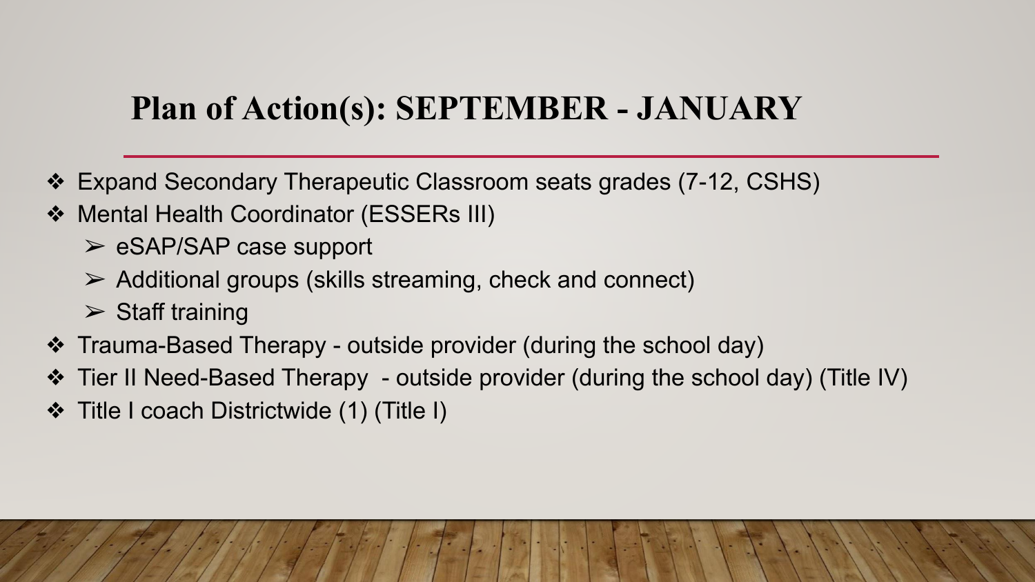# Plan of Action(s): SEPTEMBER - JANUARY

- Expand Secondary Therapeutic Classroom seats grades (7-12, CSHS)
- Mental Health Coordinator (ESSERs III)
  - eSAP/SAP case support
  - Additional groups (skills streaming, check and connect)
  - Staff training
- Trauma-Based Therapy - outside provider (during the school day)
- Tier II Need-Based Therapy - outside provider (during the school day) (Title IV)
- Title I coach Districtwide (1) (Title I)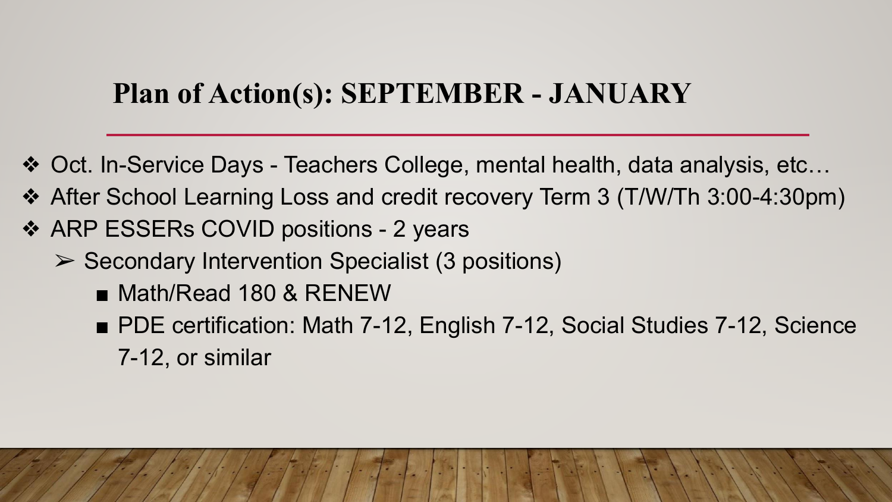## Plan of Action(s): SEPTEMBER - JANUARY

- Oct. In-Service Days - Teachers College, mental health, data analysis, etc…
- After School Learning Loss and credit recovery Term 3 (T/W/Th 3:00-4:30pm)
- ARP ESSERs COVID positions - 2 years
  - Secondary Intervention Specialist (3 positions)
    - Math/Read 180 & RENEW
    - PDE certification: Math 7-12, English 7-12, Social Studies 7-12, Science 7-12, or similar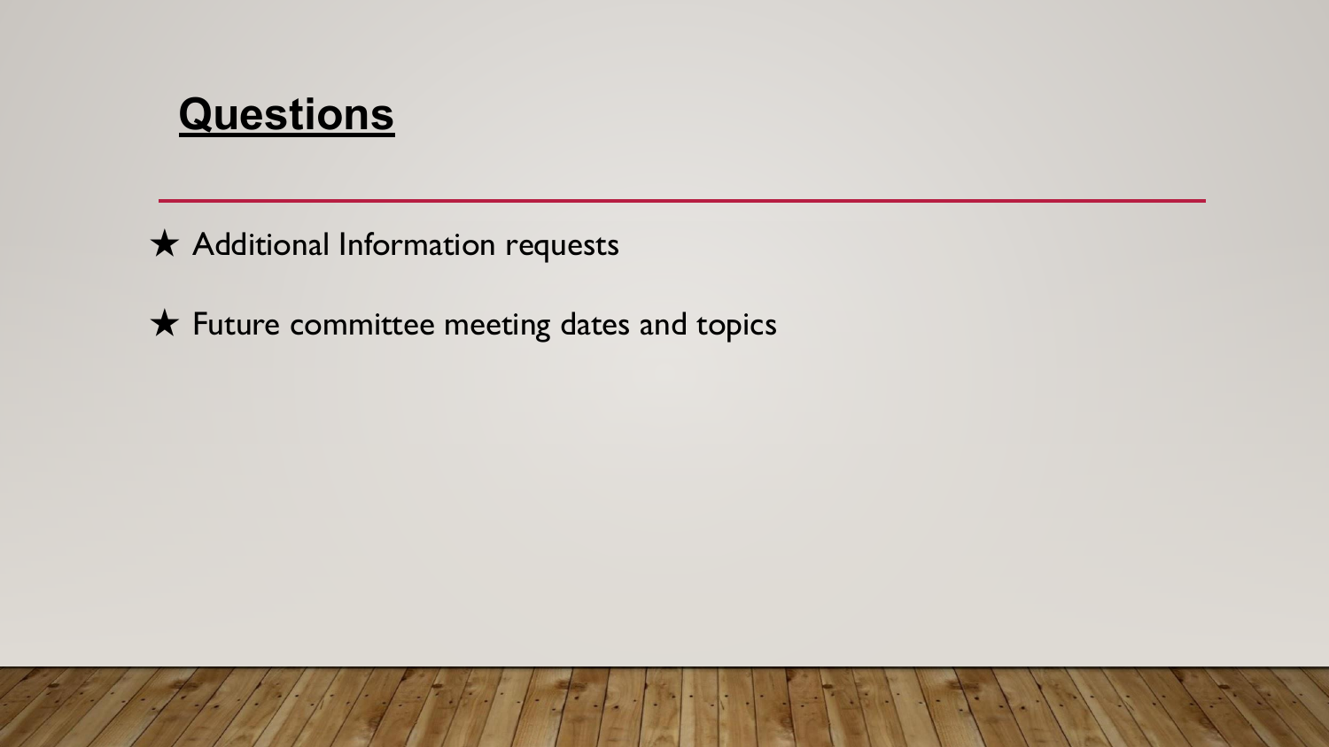# Questions

- ★ Additional Information requests
- ★ Future committee meeting dates and topics